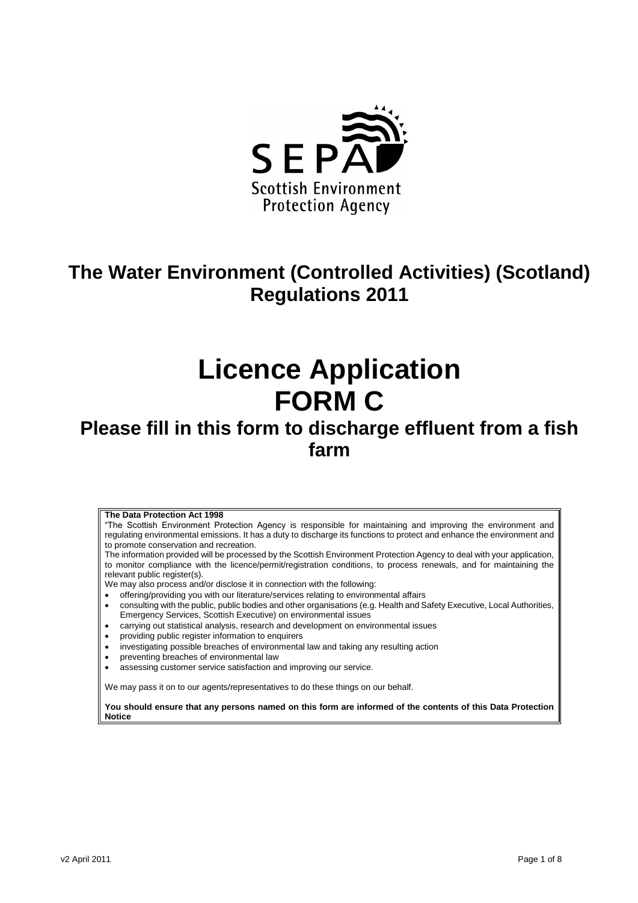SEPA
Scottish Environment Protection Agency

# The Water Environment (Controlled Activities) (Scotland) Regulations 2011

# Licence Application FORM C

## Please fill in this form to discharge effluent from a fish farm

**The Data Protection Act 1998**

"The Scottish Environment Protection Agency is responsible for maintaining and improving the environment and regulating environmental emissions. It has a duty to discharge its functions to protect and enhance the environment and to promote conservation and recreation.

The information provided will be processed by the Scottish Environment Protection Agency to deal with your application, to monitor compliance with the licence/permit/registration conditions, to process renewals, and for maintaining the relevant public register(s).

We may also process and/or disclose it in connection with the following:

- offering/providing you with our literature/services relating to environmental affairs
- consulting with the public, public bodies and other organisations (e.g. Health and Safety Executive, Local Authorities, Emergency Services, Scottish Executive) on environmental issues
- carrying out statistical analysis, research and development on environmental issues
- providing public register information to enquirers
- investigating possible breaches of environmental law and taking any resulting action
- preventing breaches of environmental law
- assessing customer service satisfaction and improving our service.

We may pass it on to our agents/representatives to do these things on our behalf.

**You should ensure that any persons named on this form are informed of the contents of this Data Protection Notice**

v2 April 2011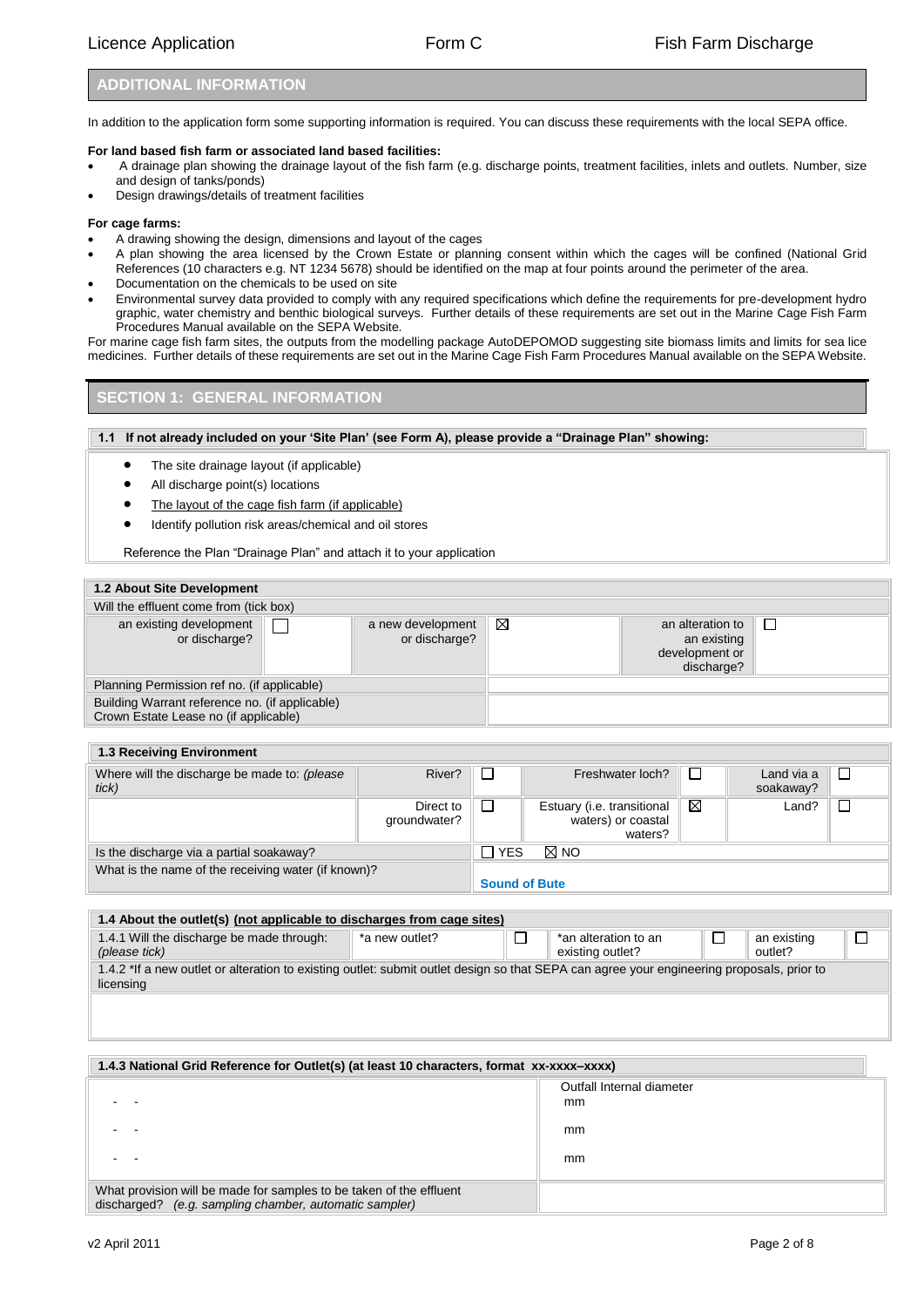## ADDITIONAL INFORMATION

In addition to the application form some supporting information is required. You can discuss these requirements with the local SEPA office.

**For land based fish farm or associated land based facilities:**

- A drainage plan showing the drainage layout of the fish farm (e.g. discharge points, treatment facilities, inlets and outlets. Number, size and design of tanks/ponds)
- Design drawings/details of treatment facilities

**For cage farms:**

- A drawing showing the design, dimensions and layout of the cages
- A plan showing the area licensed by the Crown Estate or planning consent within which the cages will be confined (National Grid References (10 characters e.g. NT 1234 5678) should be identified on the map at four points around the perimeter of the area.
- Documentation on the chemicals to be used on site
- Environmental survey data provided to comply with any required specifications which define the requirements for pre-development hydro graphic, water chemistry and benthic biological surveys. Further details of these requirements are set out in the Marine Cage Fish Farm Procedures Manual available on the SEPA Website.

For marine cage fish farm sites, the outputs from the modelling package AutoDEPOMOD suggesting site biomass limits and limits for sea lice medicines. Further details of these requirements are set out in the Marine Cage Fish Farm Procedures Manual available on the SEPA Website.

## SECTION 1: GENERAL INFORMATION

**1.1 If not already included on your 'Site Plan' (see Form A), please provide a "Drainage Plan" showing:**

- The site drainage layout (if applicable)
- All discharge point(s) locations
- The layout of the cage fish farm (if applicable)
- Identify pollution risk areas/chemical and oil stores

Reference the Plan "Drainage Plan" and attach it to your application

| **1.2 About Site Development** | | | | | |
|---|---|---|---|---|---|
| Will the effluent come from (tick box) | | | | | |
| an existing development or discharge? | ☐ | a new development or discharge? | ☒ | an alteration to an existing development or discharge? | ☐ |
| Planning Permission ref no. (if applicable) | | | | | |
| Building Warrant reference no. (if applicable) Crown Estate Lease no (if applicable) | | | | | |

| **1.3 Receiving Environment** | | | | | | |
|---|---|---|---|---|---|---|
| Where will the discharge be made to: *(please tick)* | River? | ☐ | Freshwater loch? | ☐ | Land via a soakaway? | ☐ |
| | Direct to groundwater? | ☐ | Estuary (i.e. transitional waters) or coastal waters? | ☒ | Land? | ☐ |
| Is the discharge via a partial soakaway? | | ☐ YES ☒ NO | | | | |
| What is the name of the receiving water (if known)? | | Sound of Bute | | | | |

| **1.4 About the outlet(s) (not applicable to discharges from cage sites)** | | | | | | |
|---|---|---|---|---|---|---|
| 1.4.1 Will the discharge be made through: *(please tick)* | *a new outlet? | ☐ | *an alteration to an existing outlet? | ☐ | an existing outlet? | ☐ |
| 1.4.2 *If a new outlet or alteration to existing outlet: submit outlet design so that SEPA can agree your engineering proposals, prior to licensing | | | | | | |
| | | | | | | |

| **1.4.3 National Grid Reference for Outlet(s) (at least 10 characters, format xx-xxxx–xxxx)** | Outfall Internal diameter |
|---|---|
| - - | mm |
| - - | mm |
| - - | mm |
| What provision will be made for samples to be taken of the effluent discharged? *(e.g. sampling chamber, automatic sampler)* | |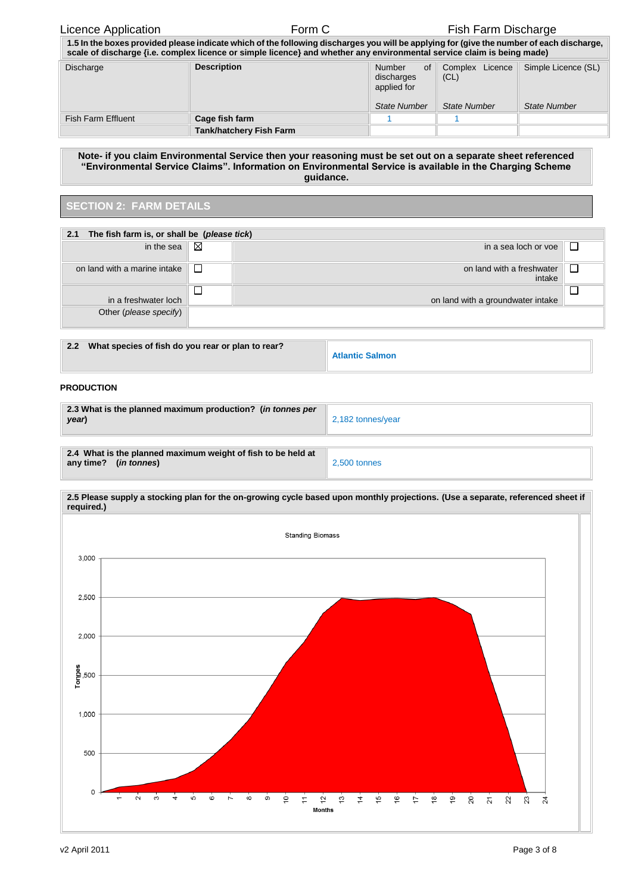**1.5 In the boxes provided please indicate which of the following discharges you will be applying for (give the number of each discharge, scale of discharge {i.e. complex licence or simple licence} and whether any environmental service claim is being made)**

| Discharge | Description | Number of discharges applied for<br>*State Number* | Complex Licence (CL)<br>*State Number* | Simple Licence (SL)<br>*State Number* |
|---|---|---|---|---|
| Fish Farm Effluent | **Cage fish farm** | 1 | 1 | |
| | **Tank/hatchery Fish Farm** | | | |

**Note- if you claim Environmental Service then your reasoning must be set out on a separate sheet referenced "Environmental Service Claims". Information on Environmental Service is available in the Charging Scheme guidance.**

## SECTION 2: FARM DETAILS

**2.1 The fish farm is, or shall be (*please tick*)**

| | | | |
|---|---|---|---|
| in the sea | ☒ | in a sea loch or voe | ☐ |
| on land with a marine intake | ☐ | on land with a freshwater intake | ☐ |
| in a freshwater loch | ☐ | on land with a groundwater intake | ☐ |
| Other (*please specify*) | | | |

| | |
|---|---|
| **2.2 What species of fish do you rear or plan to rear?** | Atlantic Salmon |

**PRODUCTION**

| | |
|---|---|
| **2.3 What is the planned maximum production? (*in tonnes per year*)** | 2,182 tonnes/year |

| | |
|---|---|
| **2.4 What is the planned maximum weight of fish to be held at any time? (*in tonnes*)** | 2,500 tonnes |

**2.5 Please supply a stocking plan for the on-growing cycle based upon monthly projections. (Use a separate, referenced sheet if required.)**

Standing Biomass

Tonnes: 0, 500, 1,000, 1,500, 2,000, 2,500, 3,000

Months: 1–24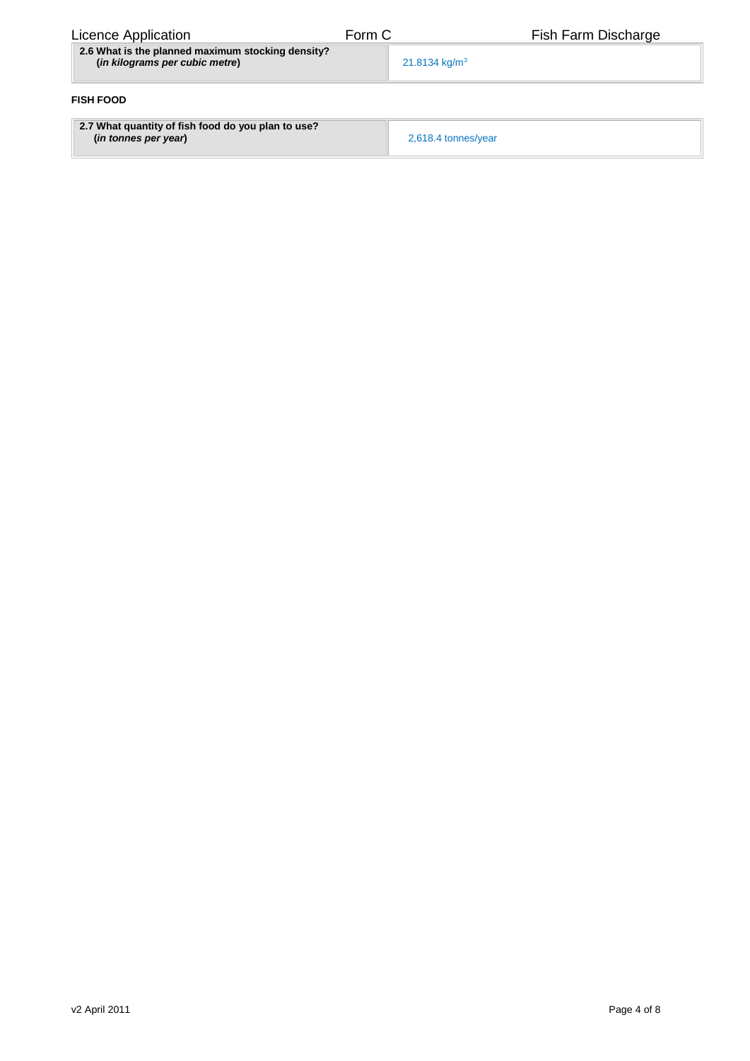| 2.6 What is the planned maximum stocking density? (*in kilograms per cubic metre*) | 21.8134 $kg/m^3$ |
| --- | --- |

**FISH FOOD**

| 2.7 What quantity of fish food do you plan to use? (*in tonnes per year*) | 2,618.4 tonnes/year |
| --- | --- |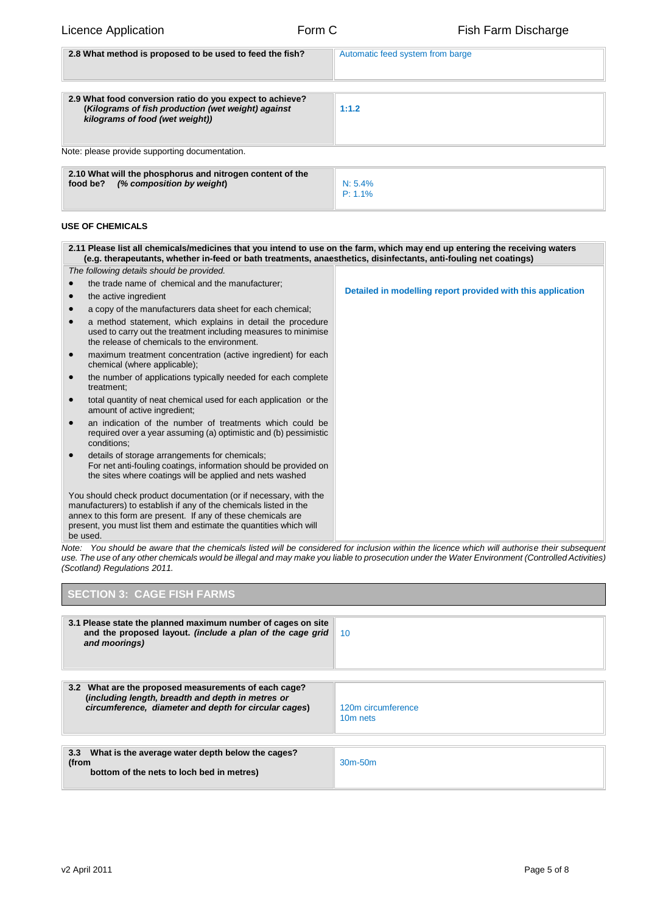| 2.8 What method is proposed to be used to feed the fish? | Automatic feed system from barge |
|---|---|

| 2.9 What food conversion ratio do you expect to achieve? (*Kilograms of fish production (wet weight) against kilograms of food (wet weight)*) | **1:1.2** |
|---|---|

Note: please provide supporting documentation.

| 2.10 What will the phosphorus and nitrogen content of the food be? *(% composition by weight)* | N: 5.4%<br>P: 1.1% |
|---|---|

**USE OF CHEMICALS**

| 2.11 Please list all chemicals/medicines that you intend to use on the farm, which may end up entering the receiving waters (e.g. therapeutants, whether in-feed or bath treatments, anaesthetics, disinfectants, anti-fouling net coatings) | |
|---|---|
| *The following details should be provided.*<br>• the trade name of chemical and the manufacturer;<br>• the active ingredient<br>• a copy of the manufacturers data sheet for each chemical;<br>• a method statement, which explains in detail the procedure used to carry out the treatment including measures to minimise the release of chemicals to the environment.<br>• maximum treatment concentration (active ingredient) for each chemical (where applicable);<br>• the number of applications typically needed for each complete treatment;<br>• total quantity of neat chemical used for each application or the amount of active ingredient;<br>• an indication of the number of treatments which could be required over a year assuming (a) optimistic and (b) pessimistic conditions;<br>• details of storage arrangements for chemicals;<br>For net anti-fouling coatings, information should be provided on the sites where coatings will be applied and nets washed<br><br>You should check product documentation (or if necessary, with the manufacturers) to establish if any of the chemicals listed in the annex to this form are present. If any of these chemicals are present, you must list them and estimate the quantities which will be used. | **Detailed in modelling report provided with this application** |

*Note: You should be aware that the chemicals listed will be considered for inclusion within the licence which will authorise their subsequent use. The use of any other chemicals would be illegal and may make you liable to prosecution under the Water Environment (Controlled Activities) (Scotland) Regulations 2011.*

## SECTION 3: CAGE FISH FARMS

| 3.1 Please state the planned maximum number of cages on site and the proposed layout. *(include a plan of the cage grid and moorings)* | 10 |
|---|---|

| 3.2 What are the proposed measurements of each cage? (*including length, breadth and depth in metres or circumference, diameter and depth for circular cages*) | 120m circumference<br>10m nets |
|---|---|

| 3.3 What is the average water depth below the cages? (from bottom of the nets to loch bed in metres) | 30m-50m |
|---|---|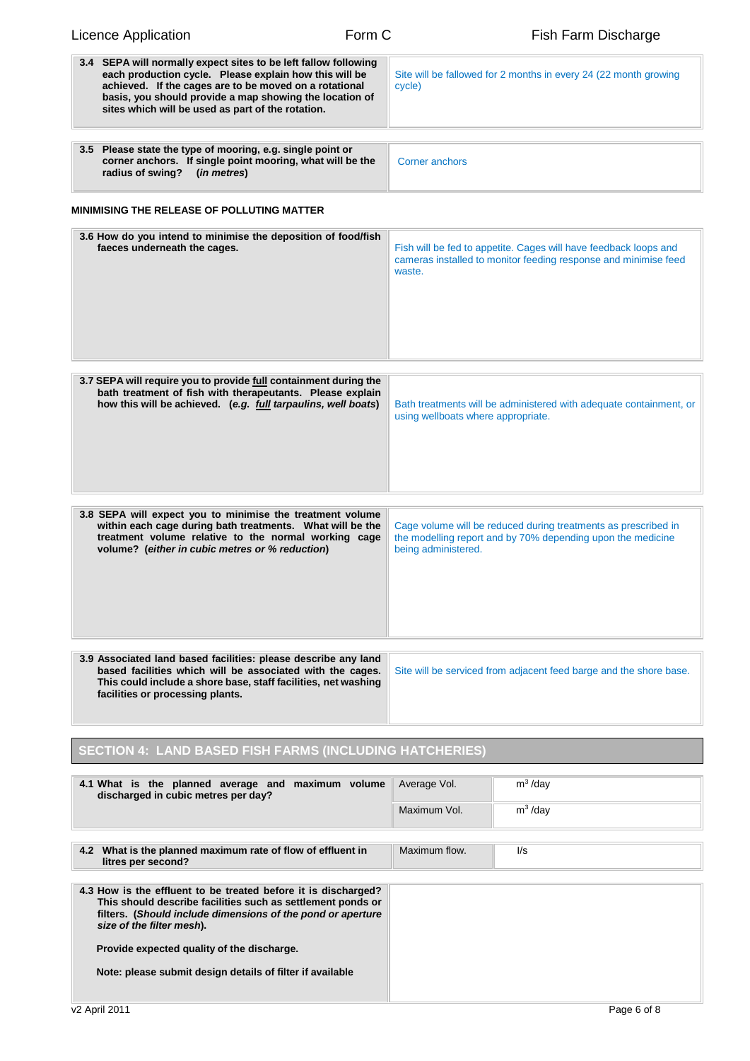| | |
|---|---|
| **3.4 SEPA will normally expect sites to be left fallow following each production cycle. Please explain how this will be achieved. If the cages are to be moved on a rotational basis, you should provide a map showing the location of sites which will be used as part of the rotation.** | Site will be fallowed for 2 months in every 24 (22 month growing cycle) |

| | |
|---|---|
| **3.5 Please state the type of mooring, e.g. single point or corner anchors. If single point mooring, what will be the radius of swing? (*in metres*)** | Corner anchors |

**MINIMISING THE RELEASE OF POLLUTING MATTER**

| | |
|---|---|
| **3.6 How do you intend to minimise the deposition of food/fish faeces underneath the cages.** | Fish will be fed to appetite. Cages will have feedback loops and cameras installed to monitor feeding response and minimise feed waste. |

| | |
|---|---|
| **3.7 SEPA will require you to provide <u>full</u> containment during the bath treatment of fish with therapeutants. Please explain how this will be achieved. (*e.g. <u>full</u> tarpaulins, well boats*)** | Bath treatments will be administered with adequate containment, or using wellboats where appropriate. |

| | |
|---|---|
| **3.8 SEPA will expect you to minimise the treatment volume within each cage during bath treatments. What will be the treatment volume relative to the normal working cage volume? (*either in cubic metres or % reduction*)** | Cage volume will be reduced during treatments as prescribed in the modelling report and by 70% depending upon the medicine being administered. |

| | |
|---|---|
| **3.9 Associated land based facilities: please describe any land based facilities which will be associated with the cages. This could include a shore base, staff facilities, net washing facilities or processing plants.** | Site will be serviced from adjacent feed barge and the shore base. |

## SECTION 4: LAND BASED FISH FARMS (INCLUDING HATCHERIES)

| | | |
|---|---|---|
| **4.1 What is the planned average and maximum volume discharged in cubic metres per day?** | Average Vol. | $m^3$ /day |
| | Maximum Vol. | $m^3$ /day |

| | | |
|---|---|---|
| **4.2 What is the planned maximum rate of flow of effluent in litres per second?** | Maximum flow. | l/s |

| | |
|---|---|
| **4.3 How is the effluent to be treated before it is discharged? This should describe facilities such as settlement ponds or filters. (*Should include dimensions of the pond or aperture size of the filter mesh*).**<br><br>**Provide expected quality of the discharge.**<br><br>**Note: please submit design details of filter if available** | |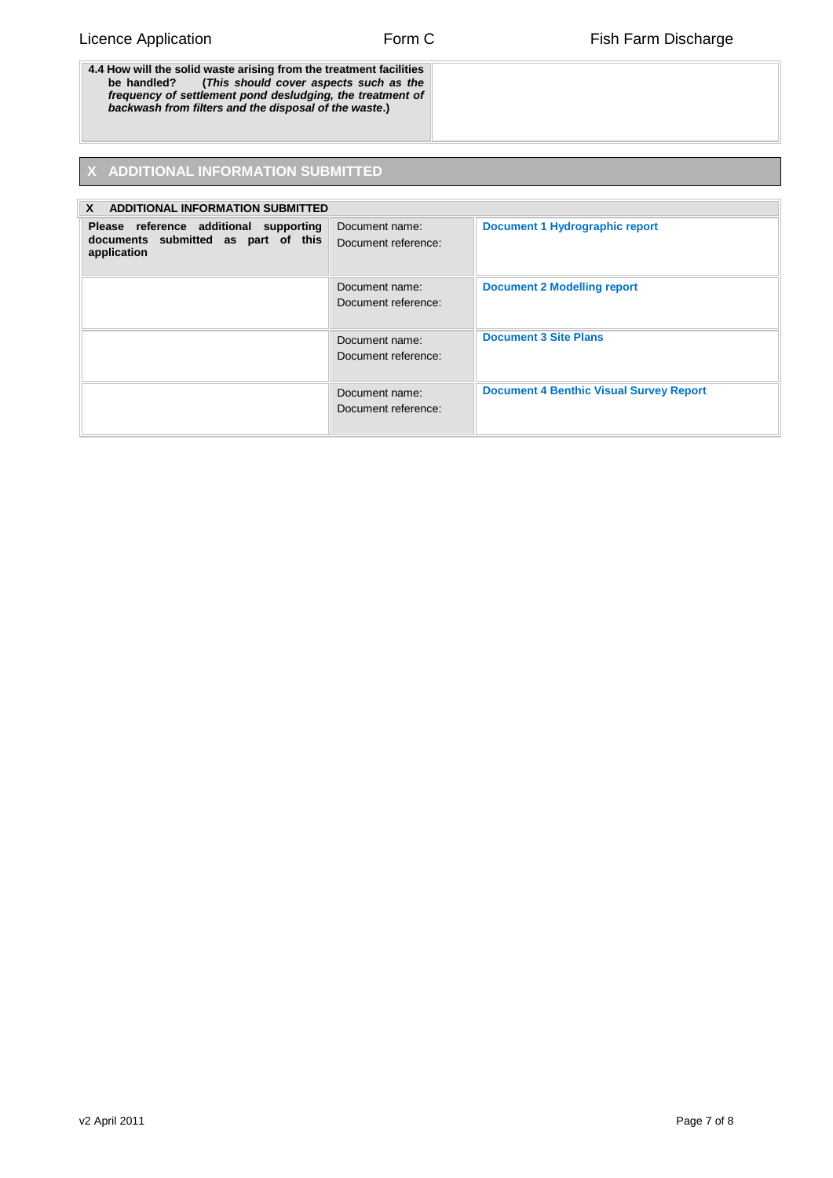| **4.4 How will the solid waste arising from the treatment facilities be handled?** (***This should cover aspects such as the frequency of settlement pond desludging, the treatment of backwash from filters and the disposal of the waste.***) | |
|---|---|

## X ADDITIONAL INFORMATION SUBMITTED

| **X ADDITIONAL INFORMATION SUBMITTED** | | |
|---|---|---|
| **Please reference additional supporting documents submitted as part of this application** | Document name:<br>Document reference: | **Document 1 Hydrographic report** |
| | Document name:<br>Document reference: | **Document 2 Modelling report** |
| | Document name:<br>Document reference: | **Document 3 Site Plans** |
| | Document name:<br>Document reference: | **Document 4 Benthic Visual Survey Report** |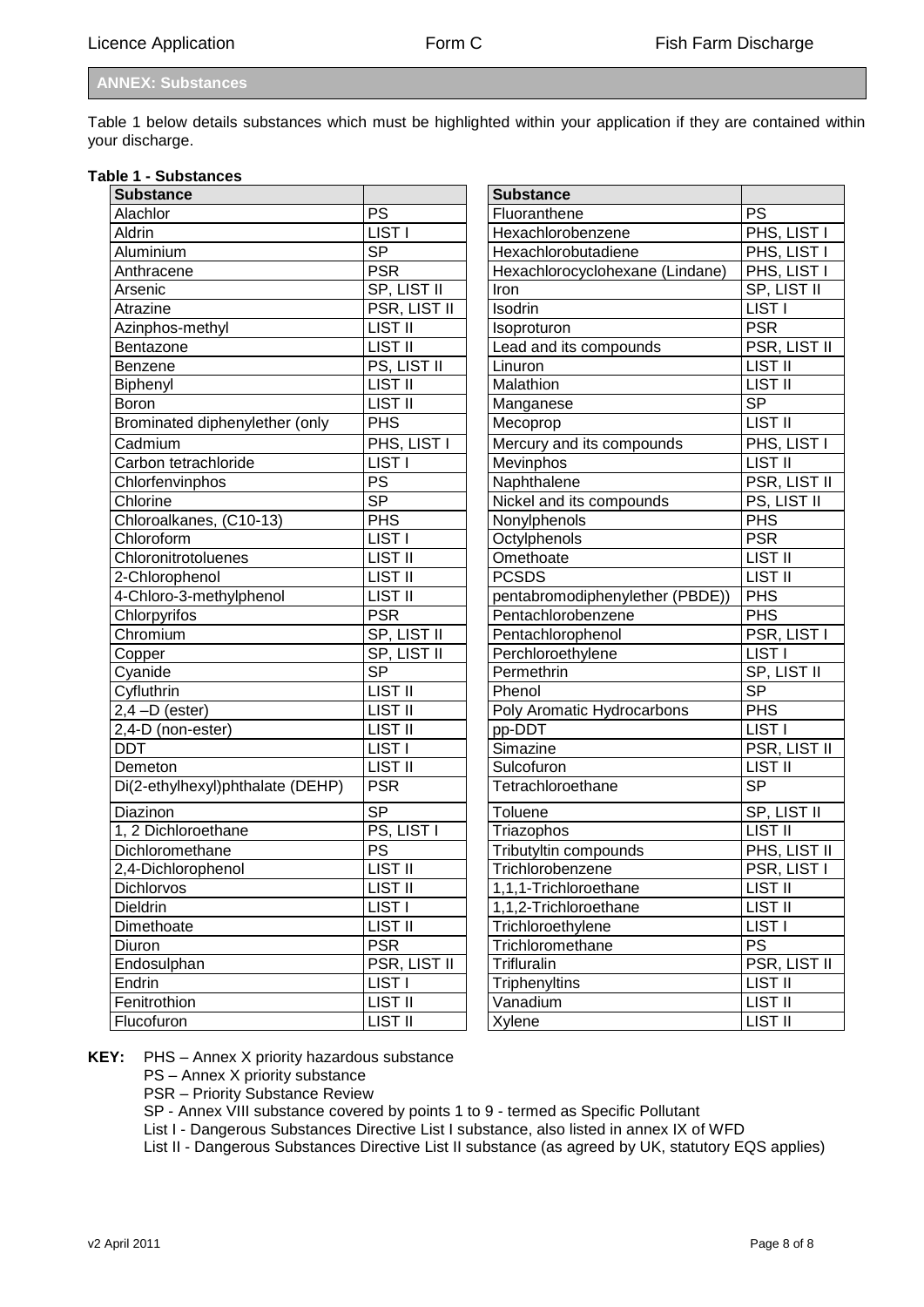## ANNEX: Substances

Table 1 below details substances which must be highlighted within your application if they are contained within your discharge.

**Table 1 - Substances**

| Substance | | Substance | |
|---|---|---|---|
| Alachlor | PS | Fluoranthene | PS |
| Aldrin | LIST I | Hexachlorobenzene | PHS, LIST I |
| Aluminium | SP | Hexachlorobutadiene | PHS, LIST I |
| Anthracene | PSR | Hexachlorocyclohexane (Lindane) | PHS, LIST I |
| Arsenic | SP, LIST II | Iron | SP, LIST II |
| Atrazine | PSR, LIST II | Isodrin | LIST I |
| Azinphos-methyl | LIST II | Isoproturon | PSR |
| Bentazone | LIST II | Lead and its compounds | PSR, LIST II |
| Benzene | PS, LIST II | Linuron | LIST II |
| Biphenyl | LIST II | Malathion | LIST II |
| Boron | LIST II | Manganese | SP |
| Brominated diphenylether (only | PHS | Mecoprop | LIST II |
| Cadmium | PHS, LIST I | Mercury and its compounds | PHS, LIST I |
| Carbon tetrachloride | LIST I | Mevinphos | LIST II |
| Chlorfenvinphos | PS | Naphthalene | PSR, LIST II |
| Chlorine | SP | Nickel and its compounds | PS, LIST II |
| Chloroalkanes, (C10-13) | PHS | Nonylphenols | PHS |
| Chloroform | LIST I | Octylphenols | PSR |
| Chloronitrotoluenes | LIST II | Omethoate | LIST II |
| 2-Chlorophenol | LIST II | PCSDS | LIST II |
| 4-Chloro-3-methylphenol | LIST II | pentabromodiphenylether (PBDE)) | PHS |
| Chlorpyrifos | PSR | Pentachlorobenzene | PHS |
| Chromium | SP, LIST II | Pentachlorophenol | PSR, LIST I |
| Copper | SP, LIST II | Perchloroethylene | LIST I |
| Cyanide | SP | Permethrin | SP, LIST II |
| Cyfluthrin | LIST II | Phenol | SP |
| 2,4 –D (ester) | LIST II | Poly Aromatic Hydrocarbons | PHS |
| 2,4-D (non-ester) | LIST II | pp-DDT | LIST I |
| DDT | LIST I | Simazine | PSR, LIST II |
| Demeton | LIST II | Sulcofuron | LIST II |
| Di(2-ethylhexyl)phthalate (DEHP) | PSR | Tetrachloroethane | SP |
| Diazinon | SP | Toluene | SP, LIST II |
| 1, 2 Dichloroethane | PS, LIST I | Triazophos | LIST II |
| Dichloromethane | PS | Tributyltin compounds | PHS, LIST II |
| 2,4-Dichlorophenol | LIST II | Trichlorobenzene | PSR, LIST I |
| Dichlorvos | LIST II | 1,1,1-Trichloroethane | LIST II |
| Dieldrin | LIST I | 1,1,2-Trichloroethane | LIST II |
| Dimethoate | LIST II | Trichloroethylene | LIST I |
| Diuron | PSR | Trichloromethane | PS |
| Endosulphan | PSR, LIST II | Trifluralin | PSR, LIST II |
| Endrin | LIST I | Triphenyltins | LIST II |
| Fenitrothion | LIST II | Vanadium | LIST II |
| Flucofuron | LIST II | Xylene | LIST II |

**KEY:**
PHS – Annex X priority hazardous substance
PS – Annex X priority substance
PSR – Priority Substance Review
SP - Annex VIII substance covered by points 1 to 9 - termed as Specific Pollutant
List I - Dangerous Substances Directive List I substance, also listed in annex IX of WFD
List II - Dangerous Substances Directive List II substance (as agreed by UK, statutory EQS applies)